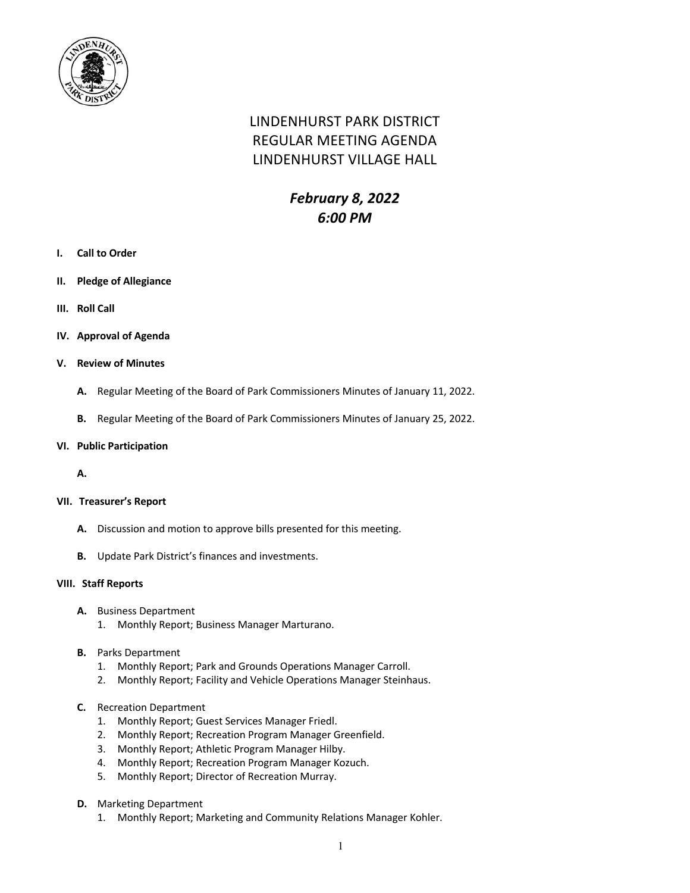# LINDENHURST PARK DISTRICT
# REGULAR MEETING AGENDA
# LINDENHURST VILLAGE HALL

## *February 8, 2022*
## *6:00 PM*

**I. Call to Order**

**II. Pledge of Allegiance**

**III. Roll Call**

**IV. Approval of Agenda**

**V. Review of Minutes**

- **A.** Regular Meeting of the Board of Park Commissioners Minutes of January 11, 2022.
- **B.** Regular Meeting of the Board of Park Commissioners Minutes of January 25, 2022.

**VI. Public Participation**

- **A.**

**VII. Treasurer's Report**

- **A.** Discussion and motion to approve bills presented for this meeting.
- **B.** Update Park District's finances and investments.

**VIII. Staff Reports**

- **A.** Business Department
  1. Monthly Report; Business Manager Marturano.
- **B.** Parks Department
  1. Monthly Report; Park and Grounds Operations Manager Carroll.
  2. Monthly Report; Facility and Vehicle Operations Manager Steinhaus.
- **C.** Recreation Department
  1. Monthly Report; Guest Services Manager Friedl.
  2. Monthly Report; Recreation Program Manager Greenfield.
  3. Monthly Report; Athletic Program Manager Hilby.
  4. Monthly Report; Recreation Program Manager Kozuch.
  5. Monthly Report; Director of Recreation Murray.
- **D.** Marketing Department
  1. Monthly Report; Marketing and Community Relations Manager Kohler.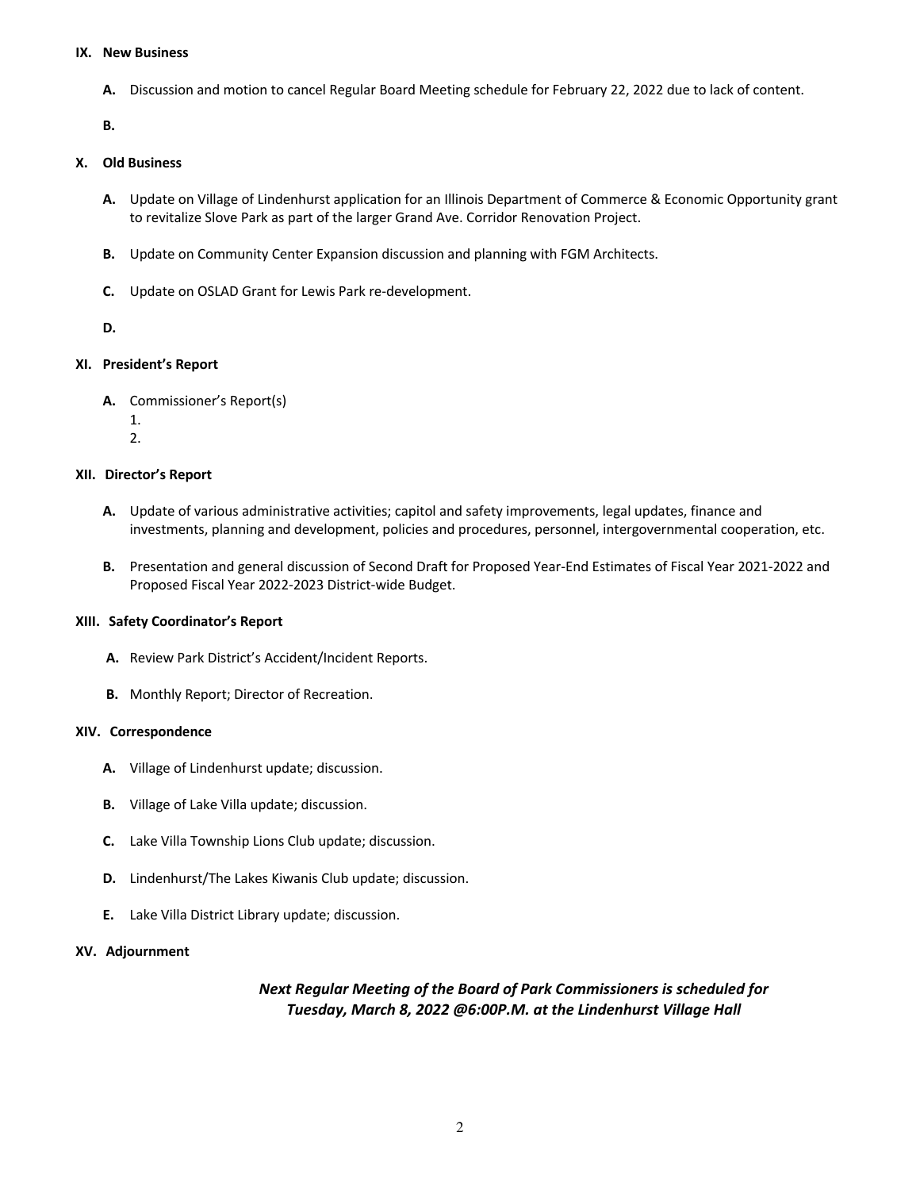**IX. New Business**

**A.** Discussion and motion to cancel Regular Board Meeting schedule for February 22, 2022 due to lack of content.

**B.**

**X. Old Business**

**A.** Update on Village of Lindenhurst application for an Illinois Department of Commerce & Economic Opportunity grant to revitalize Slove Park as part of the larger Grand Ave. Corridor Renovation Project.

**B.** Update on Community Center Expansion discussion and planning with FGM Architects.

**C.** Update on OSLAD Grant for Lewis Park re-development.

**D.**

**XI. President's Report**

**A.** Commissioner's Report(s)
1.
2.

**XII. Director's Report**

**A.** Update of various administrative activities; capitol and safety improvements, legal updates, finance and investments, planning and development, policies and procedures, personnel, intergovernmental cooperation, etc.

**B.** Presentation and general discussion of Second Draft for Proposed Year-End Estimates of Fiscal Year 2021-2022 and Proposed Fiscal Year 2022-2023 District-wide Budget.

**XIII. Safety Coordinator's Report**

**A.** Review Park District's Accident/Incident Reports.

**B.** Monthly Report; Director of Recreation.

**XIV. Correspondence**

**A.** Village of Lindenhurst update; discussion.

**B.** Village of Lake Villa update; discussion.

**C.** Lake Villa Township Lions Club update; discussion.

**D.** Lindenhurst/The Lakes Kiwanis Club update; discussion.

**E.** Lake Villa District Library update; discussion.

**XV. Adjournment**

***Next Regular Meeting of the Board of Park Commissioners is scheduled for Tuesday, March 8, 2022 @6:00P.M. at the Lindenhurst Village Hall***